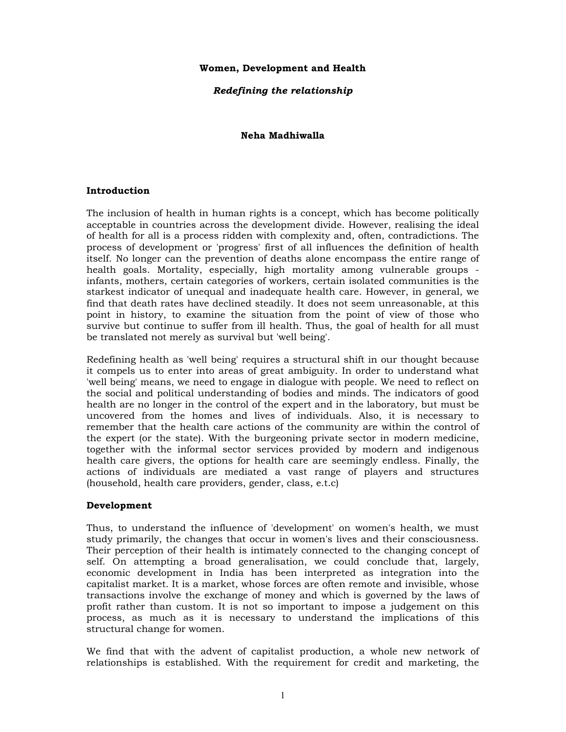# Women, Development and Health

***Redefining the relationship***

**Neha Madhiwalla**

## Introduction

The inclusion of health in human rights is a concept, which has become politically acceptable in countries across the development divide. However, realising the ideal of health for all is a process ridden with complexity and, often, contradictions. The process of development or 'progress' first of all influences the definition of health itself. No longer can the prevention of deaths alone encompass the entire range of health goals. Mortality, especially, high mortality among vulnerable groups - infants, mothers, certain categories of workers, certain isolated communities is the starkest indicator of unequal and inadequate health care. However, in general, we find that death rates have declined steadily. It does not seem unreasonable, at this point in history, to examine the situation from the point of view of those who survive but continue to suffer from ill health. Thus, the goal of health for all must be translated not merely as survival but 'well being'.

Redefining health as 'well being' requires a structural shift in our thought because it compels us to enter into areas of great ambiguity. In order to understand what 'well being' means, we need to engage in dialogue with people. We need to reflect on the social and political understanding of bodies and minds. The indicators of good health are no longer in the control of the expert and in the laboratory, but must be uncovered from the homes and lives of individuals. Also, it is necessary to remember that the health care actions of the community are within the control of the expert (or the state). With the burgeoning private sector in modern medicine, together with the informal sector services provided by modern and indigenous health care givers, the options for health care are seemingly endless. Finally, the actions of individuals are mediated a vast range of players and structures (household, health care providers, gender, class, e.t.c)

## Development

Thus, to understand the influence of 'development' on women's health, we must study primarily, the changes that occur in women's lives and their consciousness. Their perception of their health is intimately connected to the changing concept of self. On attempting a broad generalisation, we could conclude that, largely, economic development in India has been interpreted as integration into the capitalist market. It is a market, whose forces are often remote and invisible, whose transactions involve the exchange of money and which is governed by the laws of profit rather than custom. It is not so important to impose a judgement on this process, as much as it is necessary to understand the implications of this structural change for women.

We find that with the advent of capitalist production, a whole new network of relationships is established. With the requirement for credit and marketing, the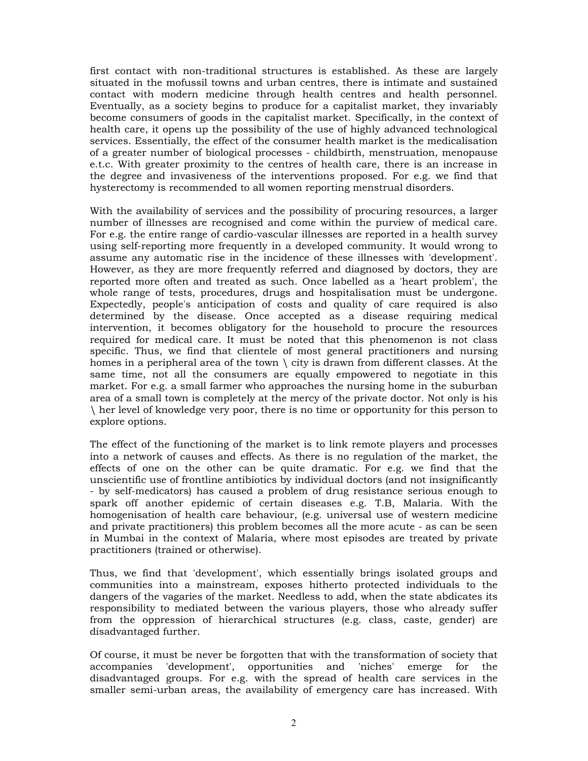first contact with non-traditional structures is established. As these are largely situated in the mofussil towns and urban centres, there is intimate and sustained contact with modern medicine through health centres and health personnel. Eventually, as a society begins to produce for a capitalist market, they invariably become consumers of goods in the capitalist market. Specifically, in the context of health care, it opens up the possibility of the use of highly advanced technological services. Essentially, the effect of the consumer health market is the medicalisation of a greater number of biological processes - childbirth, menstruation, menopause e.t.c. With greater proximity to the centres of health care, there is an increase in the degree and invasiveness of the interventions proposed. For e.g. we find that hysterectomy is recommended to all women reporting menstrual disorders.

With the availability of services and the possibility of procuring resources, a larger number of illnesses are recognised and come within the purview of medical care. For e.g. the entire range of cardio-vascular illnesses are reported in a health survey using self-reporting more frequently in a developed community. It would wrong to assume any automatic rise in the incidence of these illnesses with 'development'. However, as they are more frequently referred and diagnosed by doctors, they are reported more often and treated as such. Once labelled as a 'heart problem', the whole range of tests, procedures, drugs and hospitalisation must be undergone. Expectedly, people's anticipation of costs and quality of care required is also determined by the disease. Once accepted as a disease requiring medical intervention, it becomes obligatory for the household to procure the resources required for medical care. It must be noted that this phenomenon is not class specific. Thus, we find that clientele of most general practitioners and nursing homes in a peripheral area of the town \ city is drawn from different classes. At the same time, not all the consumers are equally empowered to negotiate in this market. For e.g. a small farmer who approaches the nursing home in the suburban area of a small town is completely at the mercy of the private doctor. Not only is his \ her level of knowledge very poor, there is no time or opportunity for this person to explore options.

The effect of the functioning of the market is to link remote players and processes into a network of causes and effects. As there is no regulation of the market, the effects of one on the other can be quite dramatic. For e.g. we find that the unscientific use of frontline antibiotics by individual doctors (and not insignificantly - by self-medicators) has caused a problem of drug resistance serious enough to spark off another epidemic of certain diseases e.g. T.B, Malaria. With the homogenisation of health care behaviour, (e.g. universal use of western medicine and private practitioners) this problem becomes all the more acute - as can be seen in Mumbai in the context of Malaria, where most episodes are treated by private practitioners (trained or otherwise).

Thus, we find that 'development', which essentially brings isolated groups and communities into a mainstream, exposes hitherto protected individuals to the dangers of the vagaries of the market. Needless to add, when the state abdicates its responsibility to mediated between the various players, those who already suffer from the oppression of hierarchical structures (e.g. class, caste, gender) are disadvantaged further.

Of course, it must be never be forgotten that with the transformation of society that accompanies 'development', opportunities and 'niches' emerge for the disadvantaged groups. For e.g. with the spread of health care services in the smaller semi-urban areas, the availability of emergency care has increased. With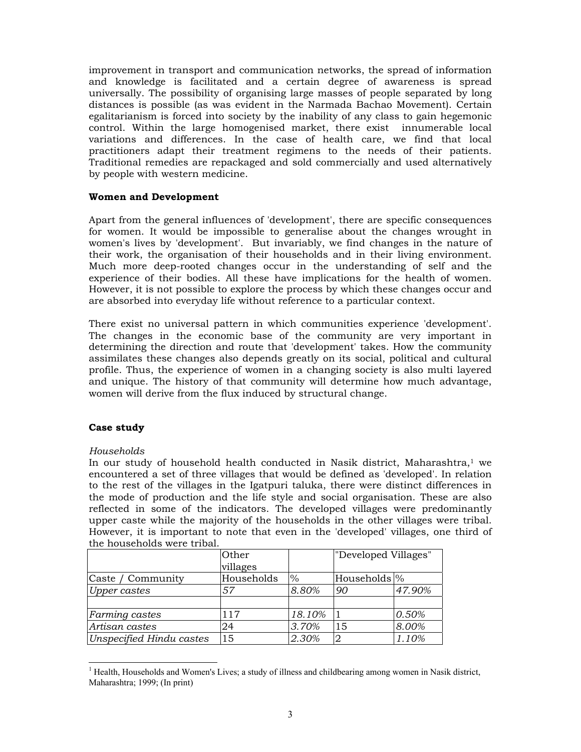improvement in transport and communication networks, the spread of information and knowledge is facilitated and a certain degree of awareness is spread universally. The possibility of organising large masses of people separated by long distances is possible (as was evident in the Narmada Bachao Movement). Certain egalitarianism is forced into society by the inability of any class to gain hegemonic control. Within the large homogenised market, there exist innumerable local variations and differences. In the case of health care, we find that local practitioners adapt their treatment regimens to the needs of their patients. Traditional remedies are repackaged and sold commercially and used alternatively by people with western medicine.

**Women and Development**

Apart from the general influences of 'development', there are specific consequences for women. It would be impossible to generalise about the changes wrought in women's lives by 'development'. But invariably, we find changes in the nature of their work, the organisation of their households and in their living environment. Much more deep-rooted changes occur in the understanding of self and the experience of their bodies. All these have implications for the health of women. However, it is not possible to explore the process by which these changes occur and are absorbed into everyday life without reference to a particular context.

There exist no universal pattern in which communities experience 'development'. The changes in the economic base of the community are very important in determining the direction and route that 'development' takes. How the community assimilates these changes also depends greatly on its social, political and cultural profile. Thus, the experience of women in a changing society is also multi layered and unique. The history of that community will determine how much advantage, women will derive from the flux induced by structural change.

**Case study**

*Households*

In our study of household health conducted in Nasik district, Maharashtra,[1] we encountered a set of three villages that would be defined as 'developed'. In relation to the rest of the villages in the Igatpuri taluka, there were distinct differences in the mode of production and the life style and social organisation. These are also reflected in some of the indicators. The developed villages were predominantly upper caste while the majority of the households in the other villages were tribal. However, it is important to note that even in the 'developed' villages, one third of the households were tribal.

| | Other villages | | "Developed Villages" | |
|---|---|---|---|---|
| Caste / Community | Households | % | Households | % |
| *Upper castes* | *57* | *8.80%* | *90* | *47.90%* |
| | | | | |
| *Farming castes* | 117 | *18.10%* | 1 | *0.50%* |
| *Artisan castes* | 24 | *3.70%* | 15 | *8.00%* |
| *Unspecified Hindu castes* | 15 | *2.30%* | 2 | *1.10%* |

[1] Health, Households and Women's Lives; a study of illness and childbearing among women in Nasik district, Maharashtra; 1999; (In print)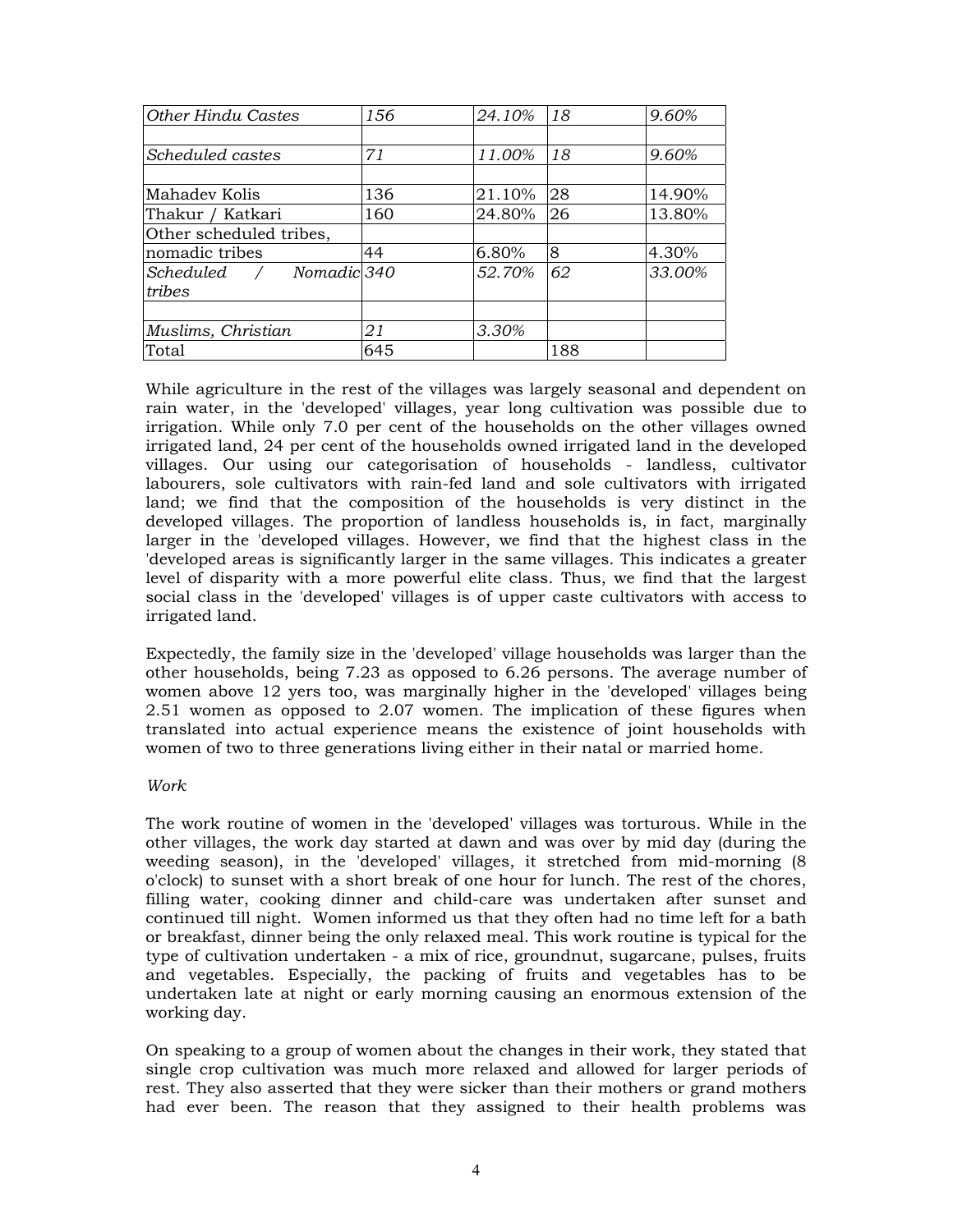| | | | | |
|---|---|---|---|---|
| *Other Hindu Castes* | *156* | *24.10%* | *18* | *9.60%* |
| | | | | |
| *Scheduled castes* | *71* | *11.00%* | *18* | *9.60%* |
| | | | | |
| Mahadev Kolis | 136 | 21.10% | 28 | 14.90% |
| Thakur / Katkari | 160 | 24.80% | 26 | 13.80% |
| Other scheduled tribes, | | | | |
| nomadic tribes | 44 | 6.80% | 8 | 4.30% |
| *Scheduled / Nomadic tribes* | *340* | *52.70%* | *62* | *33.00%* |
| | | | | |
| *Muslims, Christian* | *21* | *3.30%* | | |
| Total | 645 | | 188 | |

While agriculture in the rest of the villages was largely seasonal and dependent on rain water, in the 'developed' villages, year long cultivation was possible due to irrigation. While only 7.0 per cent of the households on the other villages owned irrigated land, 24 per cent of the households owned irrigated land in the developed villages. Our using our categorisation of households - landless, cultivator labourers, sole cultivators with rain-fed land and sole cultivators with irrigated land; we find that the composition of the households is very distinct in the developed villages. The proportion of landless households is, in fact, marginally larger in the 'developed villages. However, we find that the highest class in the 'developed areas is significantly larger in the same villages. This indicates a greater level of disparity with a more powerful elite class. Thus, we find that the largest social class in the 'developed' villages is of upper caste cultivators with access to irrigated land.

Expectedly, the family size in the 'developed' village households was larger than the other households, being 7.23 as opposed to 6.26 persons. The average number of women above 12 yers too, was marginally higher in the 'developed' villages being 2.51 women as opposed to 2.07 women. The implication of these figures when translated into actual experience means the existence of joint households with women of two to three generations living either in their natal or married home.

*Work*

The work routine of women in the 'developed' villages was torturous. While in the other villages, the work day started at dawn and was over by mid day (during the weeding season), in the 'developed' villages, it stretched from mid-morning (8 o'clock) to sunset with a short break of one hour for lunch. The rest of the chores, filling water, cooking dinner and child-care was undertaken after sunset and continued till night. Women informed us that they often had no time left for a bath or breakfast, dinner being the only relaxed meal. This work routine is typical for the type of cultivation undertaken - a mix of rice, groundnut, sugarcane, pulses, fruits and vegetables. Especially, the packing of fruits and vegetables has to be undertaken late at night or early morning causing an enormous extension of the working day.

On speaking to a group of women about the changes in their work, they stated that single crop cultivation was much more relaxed and allowed for larger periods of rest. They also asserted that they were sicker than their mothers or grand mothers had ever been. The reason that they assigned to their health problems was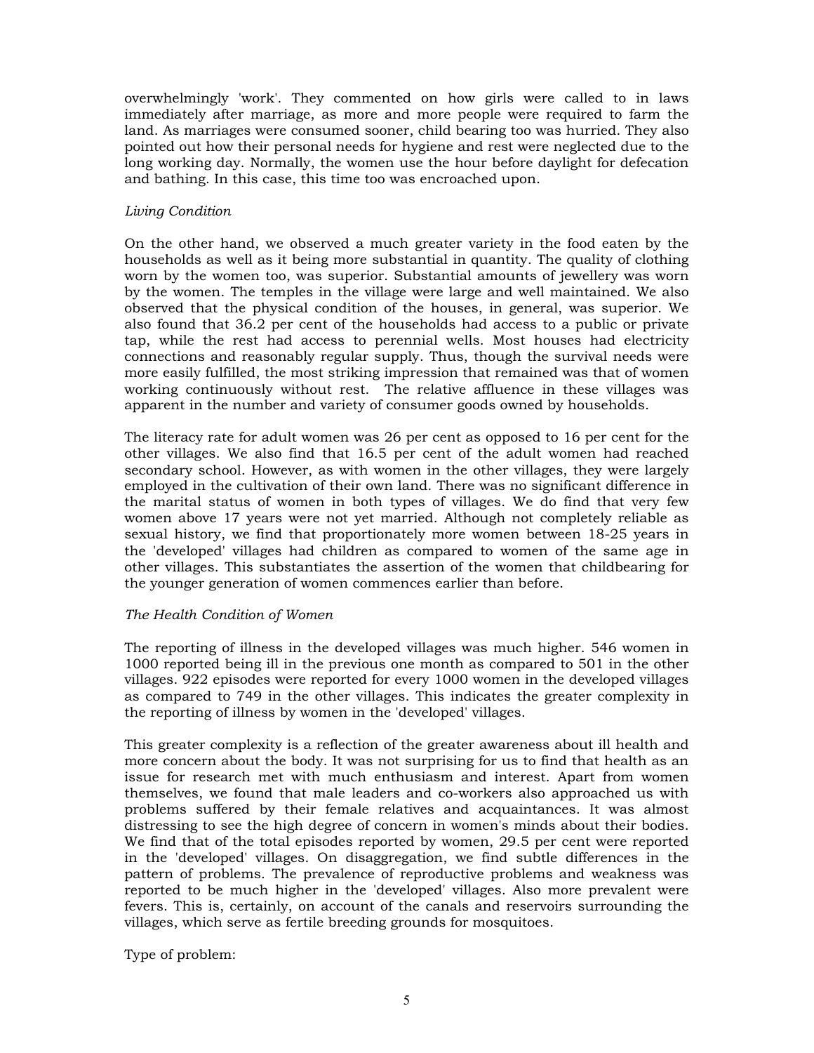overwhelmingly 'work'. They commented on how girls were called to in laws immediately after marriage, as more and more people were required to farm the land. As marriages were consumed sooner, child bearing too was hurried. They also pointed out how their personal needs for hygiene and rest were neglected due to the long working day. Normally, the women use the hour before daylight for defecation and bathing. In this case, this time too was encroached upon.

*Living Condition*

On the other hand, we observed a much greater variety in the food eaten by the households as well as it being more substantial in quantity. The quality of clothing worn by the women too, was superior. Substantial amounts of jewellery was worn by the women. The temples in the village were large and well maintained. We also observed that the physical condition of the houses, in general, was superior. We also found that 36.2 per cent of the households had access to a public or private tap, while the rest had access to perennial wells. Most houses had electricity connections and reasonably regular supply. Thus, though the survival needs were more easily fulfilled, the most striking impression that remained was that of women working continuously without rest. The relative affluence in these villages was apparent in the number and variety of consumer goods owned by households.

The literacy rate for adult women was 26 per cent as opposed to 16 per cent for the other villages. We also find that 16.5 per cent of the adult women had reached secondary school. However, as with women in the other villages, they were largely employed in the cultivation of their own land. There was no significant difference in the marital status of women in both types of villages. We do find that very few women above 17 years were not yet married. Although not completely reliable as sexual history, we find that proportionately more women between 18-25 years in the 'developed' villages had children as compared to women of the same age in other villages. This substantiates the assertion of the women that childbearing for the younger generation of women commences earlier than before.

*The Health Condition of Women*

The reporting of illness in the developed villages was much higher. 546 women in 1000 reported being ill in the previous one month as compared to 501 in the other villages. 922 episodes were reported for every 1000 women in the developed villages as compared to 749 in the other villages. This indicates the greater complexity in the reporting of illness by women in the 'developed' villages.

This greater complexity is a reflection of the greater awareness about ill health and more concern about the body. It was not surprising for us to find that health as an issue for research met with much enthusiasm and interest. Apart from women themselves, we found that male leaders and co-workers also approached us with problems suffered by their female relatives and acquaintances. It was almost distressing to see the high degree of concern in women's minds about their bodies. We find that of the total episodes reported by women, 29.5 per cent were reported in the 'developed' villages. On disaggregation, we find subtle differences in the pattern of problems. The prevalence of reproductive problems and weakness was reported to be much higher in the 'developed' villages. Also more prevalent were fevers. This is, certainly, on account of the canals and reservoirs surrounding the villages, which serve as fertile breeding grounds for mosquitoes.

Type of problem: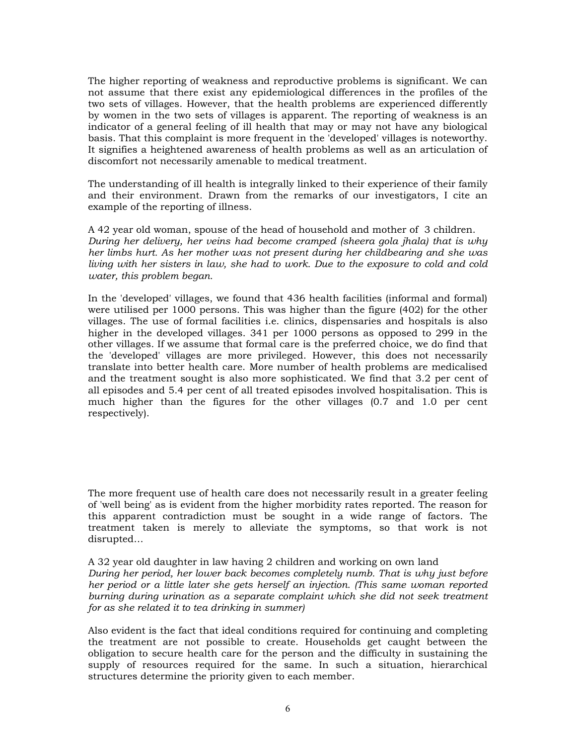The higher reporting of weakness and reproductive problems is significant. We can not assume that there exist any epidemiological differences in the profiles of the two sets of villages. However, that the health problems are experienced differently by women in the two sets of villages is apparent. The reporting of weakness is an indicator of a general feeling of ill health that may or may not have any biological basis. That this complaint is more frequent in the 'developed' villages is noteworthy. It signifies a heightened awareness of health problems as well as an articulation of discomfort not necessarily amenable to medical treatment.

The understanding of ill health is integrally linked to their experience of their family and their environment. Drawn from the remarks of our investigators, I cite an example of the reporting of illness.

A 42 year old woman, spouse of the head of household and mother of 3 children.
*During her delivery, her veins had become cramped (sheera gola jhala) that is why her limbs hurt. As her mother was not present during her childbearing and she was living with her sisters in law, she had to work. Due to the exposure to cold and cold water, this problem began.*

In the 'developed' villages, we found that 436 health facilities (informal and formal) were utilised per 1000 persons. This was higher than the figure (402) for the other villages. The use of formal facilities i.e. clinics, dispensaries and hospitals is also higher in the developed villages. 341 per 1000 persons as opposed to 299 in the other villages. If we assume that formal care is the preferred choice, we do find that the 'developed' villages are more privileged. However, this does not necessarily translate into better health care. More number of health problems are medicalised and the treatment sought is also more sophisticated. We find that 3.2 per cent of all episodes and 5.4 per cent of all treated episodes involved hospitalisation. This is much higher than the figures for the other villages (0.7 and 1.0 per cent respectively).

The more frequent use of health care does not necessarily result in a greater feeling of 'well being' as is evident from the higher morbidity rates reported. The reason for this apparent contradiction must be sought in a wide range of factors. The treatment taken is merely to alleviate the symptoms, so that work is not disrupted...

A 32 year old daughter in law having 2 children and working on own land
*During her period, her lower back becomes completely numb. That is why just before her period or a little later she gets herself an injection. (This same woman reported burning during urination as a separate complaint which she did not seek treatment for as she related it to tea drinking in summer)*

Also evident is the fact that ideal conditions required for continuing and completing the treatment are not possible to create. Households get caught between the obligation to secure health care for the person and the difficulty in sustaining the supply of resources required for the same. In such a situation, hierarchical structures determine the priority given to each member.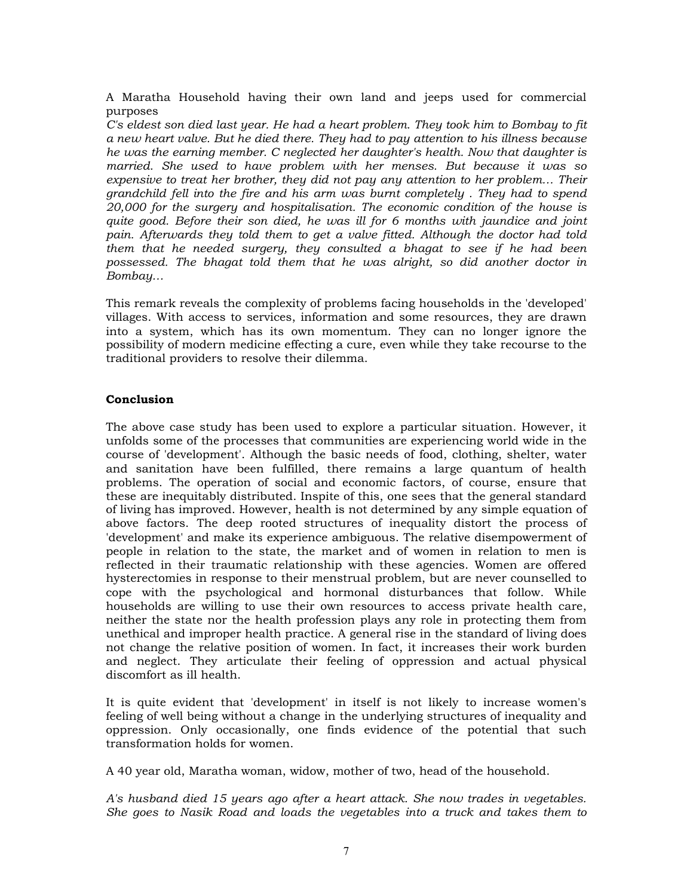A Maratha Household having their own land and jeeps used for commercial purposes

*C's eldest son died last year. He had a heart problem. They took him to Bombay to fit a new heart valve. But he died there. They had to pay attention to his illness because he was the earning member. C neglected her daughter's health. Now that daughter is married. She used to have problem with her menses. But because it was so expensive to treat her brother, they did not pay any attention to her problem... Their grandchild fell into the fire and his arm was burnt completely . They had to spend 20,000 for the surgery and hospitalisation. The economic condition of the house is quite good. Before their son died, he was ill for 6 months with jaundice and joint pain. Afterwards they told them to get a valve fitted. Although the doctor had told them that he needed surgery, they consulted a bhagat to see if he had been possessed. The bhagat told them that he was alright, so did another doctor in Bombay...*

This remark reveals the complexity of problems facing households in the 'developed' villages. With access to services, information and some resources, they are drawn into a system, which has its own momentum. They can no longer ignore the possibility of modern medicine effecting a cure, even while they take recourse to the traditional providers to resolve their dilemma.

## Conclusion

The above case study has been used to explore a particular situation. However, it unfolds some of the processes that communities are experiencing world wide in the course of 'development'. Although the basic needs of food, clothing, shelter, water and sanitation have been fulfilled, there remains a large quantum of health problems. The operation of social and economic factors, of course, ensure that these are inequitably distributed. Inspite of this, one sees that the general standard of living has improved. However, health is not determined by any simple equation of above factors. The deep rooted structures of inequality distort the process of 'development' and make its experience ambiguous. The relative disempowerment of people in relation to the state, the market and of women in relation to men is reflected in their traumatic relationship with these agencies. Women are offered hysterectomies in response to their menstrual problem, but are never counselled to cope with the psychological and hormonal disturbances that follow. While households are willing to use their own resources to access private health care, neither the state nor the health profession plays any role in protecting them from unethical and improper health practice. A general rise in the standard of living does not change the relative position of women. In fact, it increases their work burden and neglect. They articulate their feeling of oppression and actual physical discomfort as ill health.

It is quite evident that 'development' in itself is not likely to increase women's feeling of well being without a change in the underlying structures of inequality and oppression. Only occasionally, one finds evidence of the potential that such transformation holds for women.

A 40 year old, Maratha woman, widow, mother of two, head of the household.

*A's husband died 15 years ago after a heart attack. She now trades in vegetables. She goes to Nasik Road and loads the vegetables into a truck and takes them to*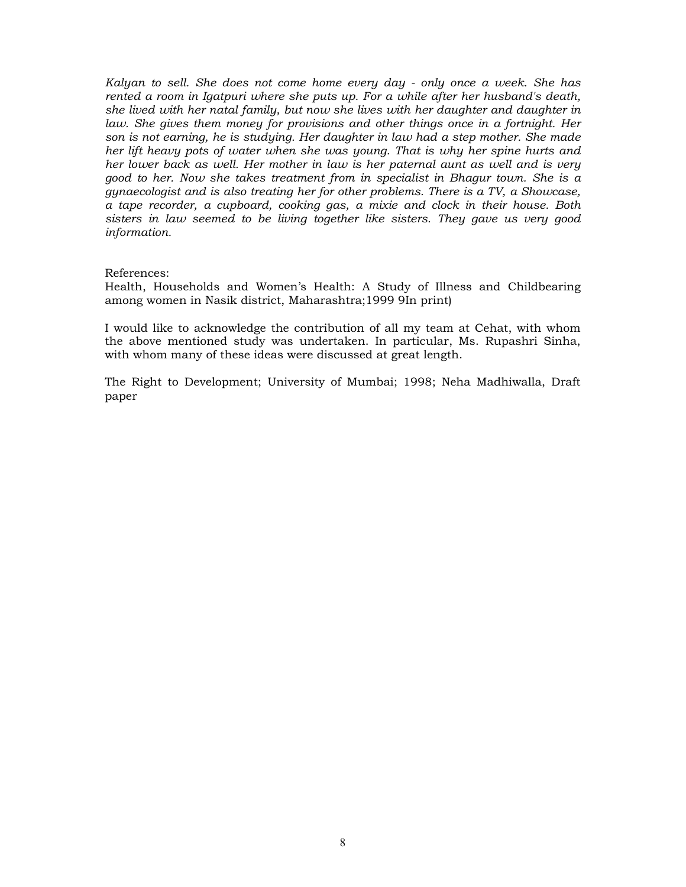*Kalyan to sell. She does not come home every day - only once a week. She has rented a room in Igatpuri where she puts up. For a while after her husband's death, she lived with her natal family, but now she lives with her daughter and daughter in law. She gives them money for provisions and other things once in a fortnight. Her son is not earning, he is studying. Her daughter in law had a step mother. She made her lift heavy pots of water when she was young. That is why her spine hurts and her lower back as well. Her mother in law is her paternal aunt as well and is very good to her. Now she takes treatment from in specialist in Bhagur town. She is a gynaecologist and is also treating her for other problems. There is a TV, a Showcase, a tape recorder, a cupboard, cooking gas, a mixie and clock in their house. Both sisters in law seemed to be living together like sisters. They gave us very good information.*

References:
Health, Households and Women's Health: A Study of Illness and Childbearing among women in Nasik district, Maharashtra;1999 9In print)

I would like to acknowledge the contribution of all my team at Cehat, with whom the above mentioned study was undertaken. In particular, Ms. Rupashri Sinha, with whom many of these ideas were discussed at great length.

The Right to Development; University of Mumbai; 1998; Neha Madhiwalla, Draft paper